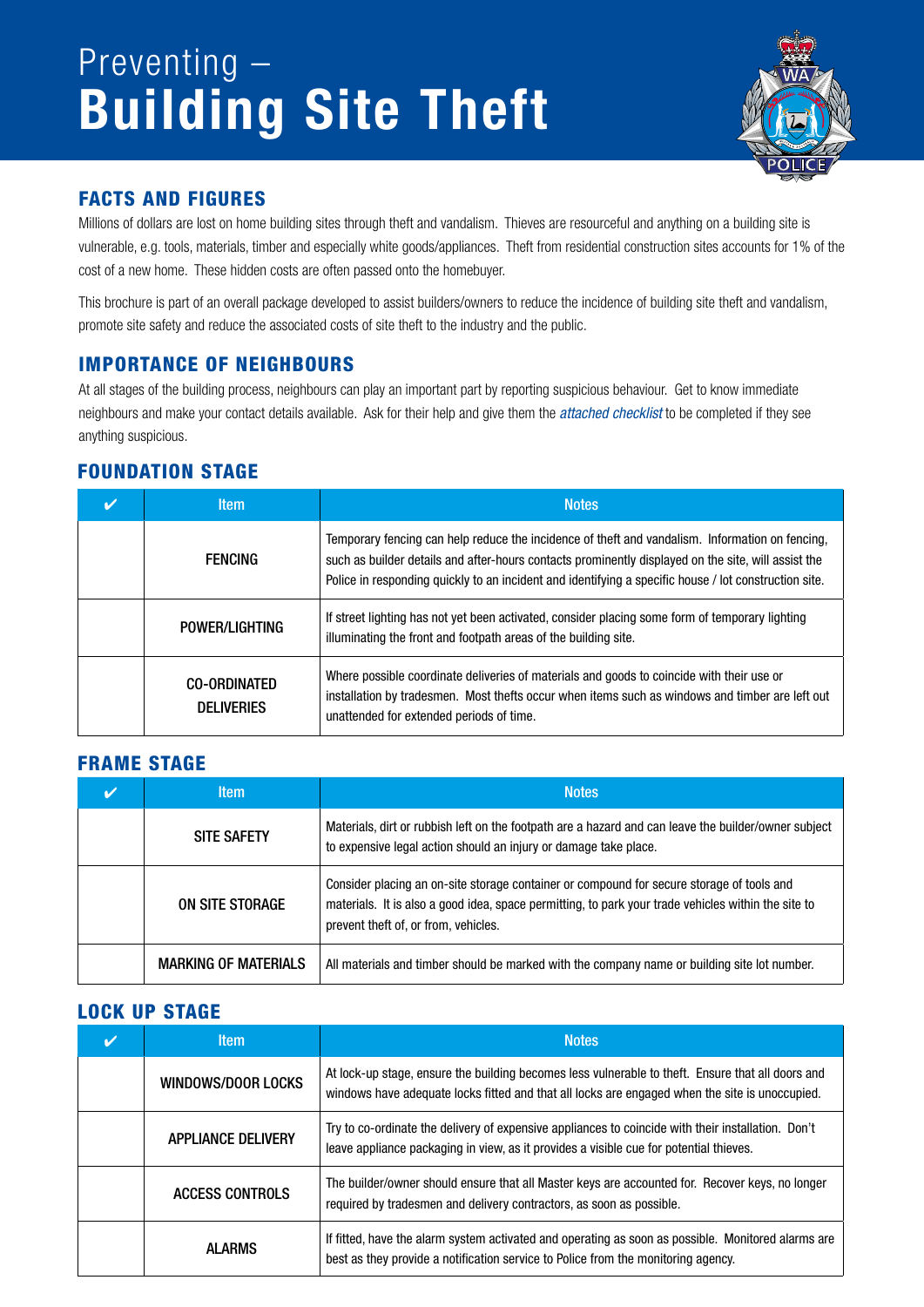# Preventing – **Building Site Theft**

## FACTS AND FIGURES

Millions of dollars are lost on home building sites through theft and vandalism. Thieves are resourceful and anything on a building site is vulnerable, e.g. tools, materials, timber and especially white goods/appliances. Theft from residential construction sites accounts for 1% of the cost of a new home. These hidden costs are often passed onto the homebuyer.

This brochure is part of an overall package developed to assist builders/owners to reduce the incidence of building site theft and vandalism, promote site safety and reduce the associated costs of site theft to the industry and the public.

## IMPORTANCE OF NEIGHBOURS

At all stages of the building process, neighbours can play an important part by reporting suspicious behaviour. Get to know immediate neighbours and make your contact details available. Ask for their help and give them the *attached checklist* to be completed if they see anything suspicious.

## FOUNDATION STAGE

| ✔ | Item | Notes |
|---|---|---|
| | FENCING | Temporary fencing can help reduce the incidence of theft and vandalism. Information on fencing, such as builder details and after-hours contacts prominently displayed on the site, will assist the Police in responding quickly to an incident and identifying a specific house / lot construction site. |
| | POWER/LIGHTING | If street lighting has not yet been activated, consider placing some form of temporary lighting illuminating the front and footpath areas of the building site. |
| | CO-ORDINATED DELIVERIES | Where possible coordinate deliveries of materials and goods to coincide with their use or installation by tradesmen. Most thefts occur when items such as windows and timber are left out unattended for extended periods of time. |

## FRAME STAGE

| ✔ | Item | Notes |
|---|---|---|
| | SITE SAFETY | Materials, dirt or rubbish left on the footpath are a hazard and can leave the builder/owner subject to expensive legal action should an injury or damage take place. |
| | ON SITE STORAGE | Consider placing an on-site storage container or compound for secure storage of tools and materials. It is also a good idea, space permitting, to park your trade vehicles within the site to prevent theft of, or from, vehicles. |
| | MARKING OF MATERIALS | All materials and timber should be marked with the company name or building site lot number. |

## LOCK UP STAGE

| ✔ | Item | Notes |
|---|---|---|
| | WINDOWS/DOOR LOCKS | At lock-up stage, ensure the building becomes less vulnerable to theft. Ensure that all doors and windows have adequate locks fitted and that all locks are engaged when the site is unoccupied. |
| | APPLIANCE DELIVERY | Try to co-ordinate the delivery of expensive appliances to coincide with their installation. Don't leave appliance packaging in view, as it provides a visible cue for potential thieves. |
| | ACCESS CONTROLS | The builder/owner should ensure that all Master keys are accounted for. Recover keys, no longer required by tradesmen and delivery contractors, as soon as possible. |
| | ALARMS | If fitted, have the alarm system activated and operating as soon as possible. Monitored alarms are best as they provide a notification service to Police from the monitoring agency. |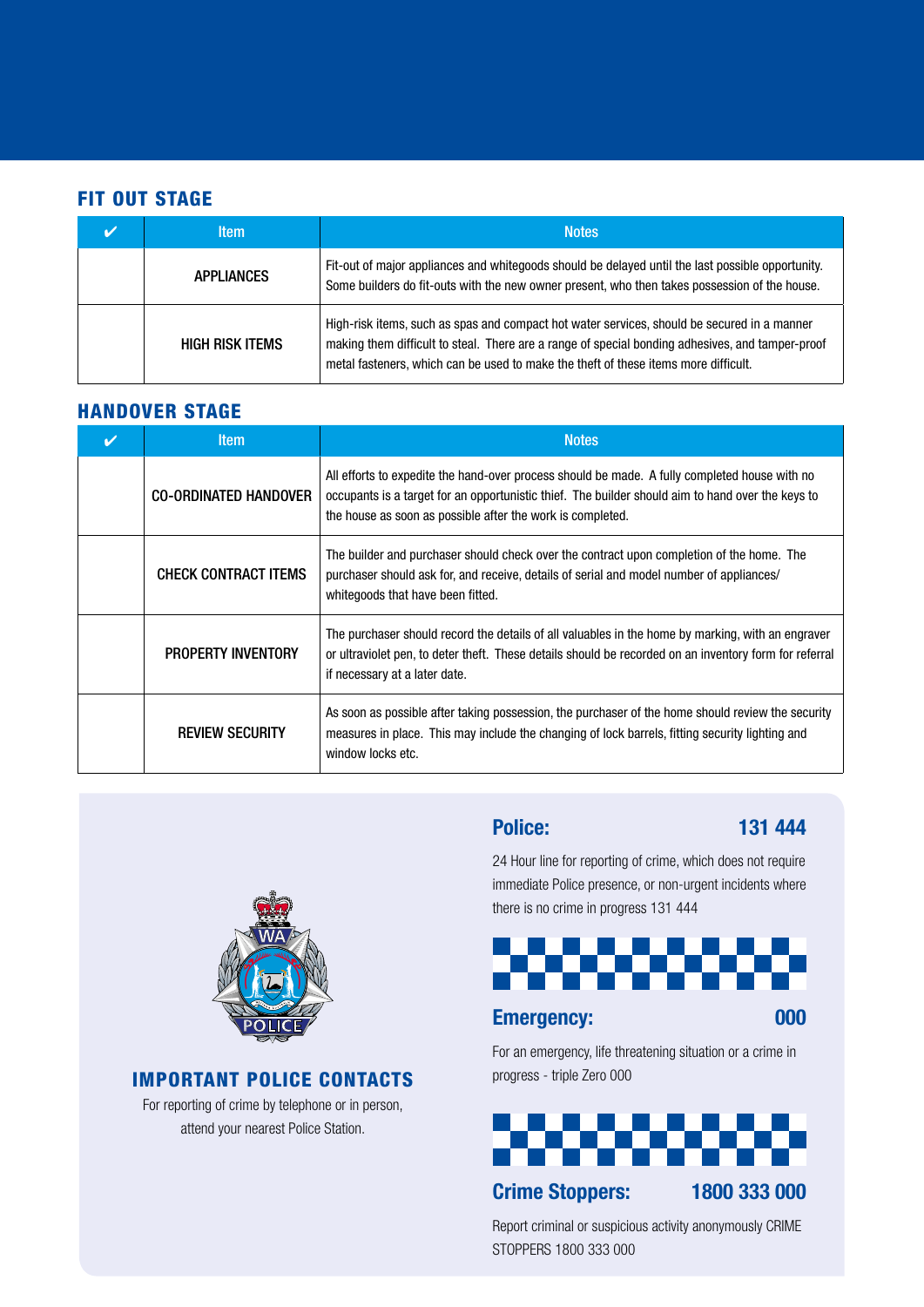## FIT OUT STAGE

| ✔ | Item | Notes |
|---|---|---|
| | APPLIANCES | Fit-out of major appliances and whitegoods should be delayed until the last possible opportunity. Some builders do fit-outs with the new owner present, who then takes possession of the house. |
| | HIGH RISK ITEMS | High-risk items, such as spas and compact hot water services, should be secured in a manner making them difficult to steal. There are a range of special bonding adhesives, and tamper-proof metal fasteners, which can be used to make the theft of these items more difficult. |

## HANDOVER STAGE

| ✔ | Item | Notes |
|---|---|---|
| | CO-ORDINATED HANDOVER | All efforts to expedite the hand-over process should be made. A fully completed house with no occupants is a target for an opportunistic thief. The builder should aim to hand over the keys to the house as soon as possible after the work is completed. |
| | CHECK CONTRACT ITEMS | The builder and purchaser should check over the contract upon completion of the home. The purchaser should ask for, and receive, details of serial and model number of appliances/ whitegoods that have been fitted. |
| | PROPERTY INVENTORY | The purchaser should record the details of all valuables in the home by marking, with an engraver or ultraviolet pen, to deter theft. These details should be recorded on an inventory form for referral if necessary at a later date. |
| | REVIEW SECURITY | As soon as possible after taking possession, the purchaser of the home should review the security measures in place. This may include the changing of lock barrels, fitting security lighting and window locks etc. |

## IMPORTANT POLICE CONTACTS

For reporting of crime by telephone or in person, attend your nearest Police Station.

### Police: 131 444

24 Hour line for reporting of crime, which does not require immediate Police presence, or non-urgent incidents where there is no crime in progress 131 444

### Emergency: 000

For an emergency, life threatening situation or a crime in progress - triple Zero 000

### Crime Stoppers: 1800 333 000

Report criminal or suspicious activity anonymously CRIME STOPPERS 1800 333 000